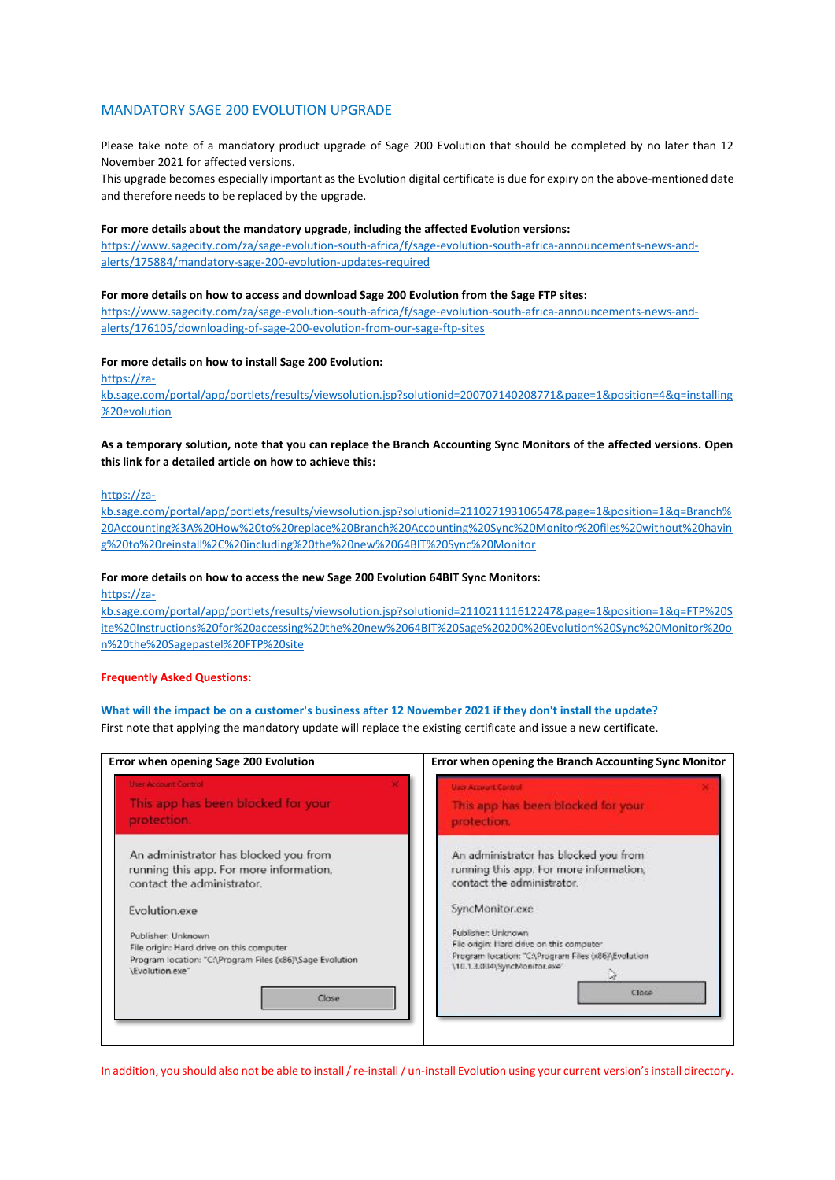## MANDATORY SAGE 200 EVOLUTION UPGRADE

Please take note of a mandatory product upgrade of Sage 200 Evolution that should be completed by no later than 12 November 2021 for affected versions.
This upgrade becomes especially important as the Evolution digital certificate is due for expiry on the above-mentioned date and therefore needs to be replaced by the upgrade.

**For more details about the mandatory upgrade, including the affected Evolution versions:**
https://www.sagecity.com/za/sage-evolution-south-africa/f/sage-evolution-south-africa-announcements-news-and-alerts/175884/mandatory-sage-200-evolution-updates-required

**For more details on how to access and download Sage 200 Evolution from the Sage FTP sites:**
https://www.sagecity.com/za/sage-evolution-south-africa/f/sage-evolution-south-africa-announcements-news-and-alerts/176105/downloading-of-sage-200-evolution-from-our-sage-ftp-sites

**For more details on how to install Sage 200 Evolution:**
https://za-kb.sage.com/portal/app/portlets/results/viewsolution.jsp?solutionid=200707140208771&page=1&position=4&q=installing%20evolution

**As a temporary solution, note that you can replace the Branch Accounting Sync Monitors of the affected versions. Open this link for a detailed article on how to achieve this:**

https://za-kb.sage.com/portal/app/portlets/results/viewsolution.jsp?solutionid=211027193106547&page=1&position=1&q=Branch%20Accounting%3A%20How%20to%20replace%20Branch%20Accounting%20Sync%20Monitor%20files%20without%20having%20to%20reinstall%2C%20including%20the%20new%2064BIT%20Sync%20Monitor

**For more details on how to access the new Sage 200 Evolution 64BIT Sync Monitors:**
https://za-kb.sage.com/portal/app/portlets/results/viewsolution.jsp?solutionid=211021111612247&page=1&position=1&q=FTP%20Site%20Instructions%20for%20accessing%20the%20new%2064BIT%20Sage%20200%20Evolution%20Sync%20Monitor%20on%20the%20Sagepastel%20FTP%20site

**Frequently Asked Questions:**

**What will the impact be on a customer's business after 12 November 2021 if they don't install the update?**
First note that applying the mandatory update will replace the existing certificate and issue a new certificate.

| Error when opening Sage 200 Evolution | Error when opening the Branch Accounting Sync Monitor |
|---|---|
| User Account Control<br>This app has been blocked for your protection.<br>An administrator has blocked you from running this app. For more information, contact the administrator.<br>Evolution.exe<br>Publisher: Unknown<br>File origin: Hard drive on this computer<br>Program location: "C:\Program Files (x86)\Sage Evolution\Evolution.exe"<br>Close | User Account Control<br>This app has been blocked for your protection.<br>An administrator has blocked you from running this app. For more information, contact the administrator.<br>SyncMonitor.exe<br>Publisher: Unknown<br>File origin: Hard drive on this computer<br>Program location: "C:\Program Files (x86)\Evolution\10.1.3.004\SyncMonitor.exe"<br>Close |

In addition, you should also not be able to install / re-install / un-install Evolution using your current version's install directory.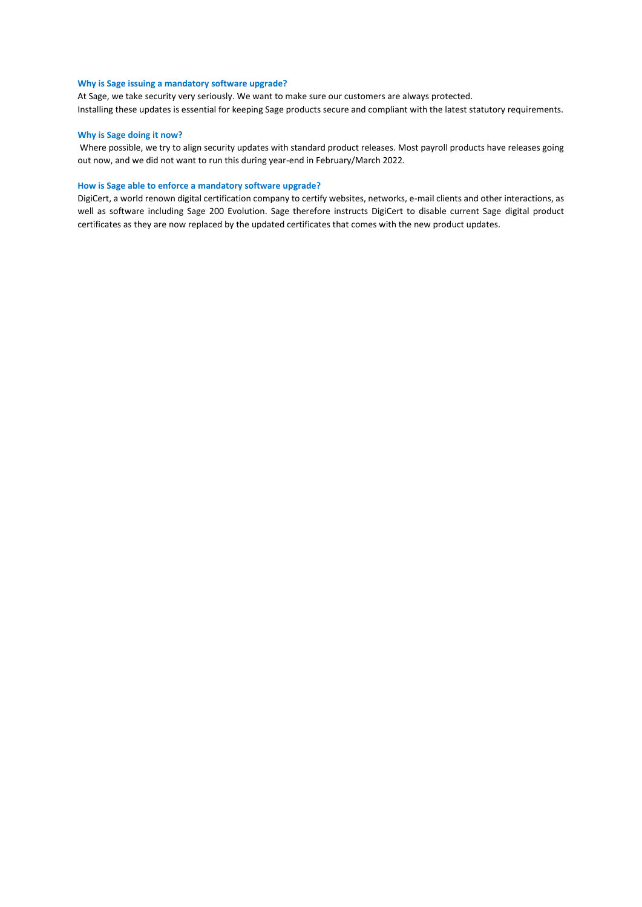### Why is Sage issuing a mandatory software upgrade?

At Sage, we take security very seriously. We want to make sure our customers are always protected.
Installing these updates is essential for keeping Sage products secure and compliant with the latest statutory requirements.

### Why is Sage doing it now?

Where possible, we try to align security updates with standard product releases. Most payroll products have releases going out now, and we did not want to run this during year-end in February/March 2022.

### How is Sage able to enforce a mandatory software upgrade?

DigiCert, a world renown digital certification company to certify websites, networks, e-mail clients and other interactions, as well as software including Sage 200 Evolution. Sage therefore instructs DigiCert to disable current Sage digital product certificates as they are now replaced by the updated certificates that comes with the new product updates.